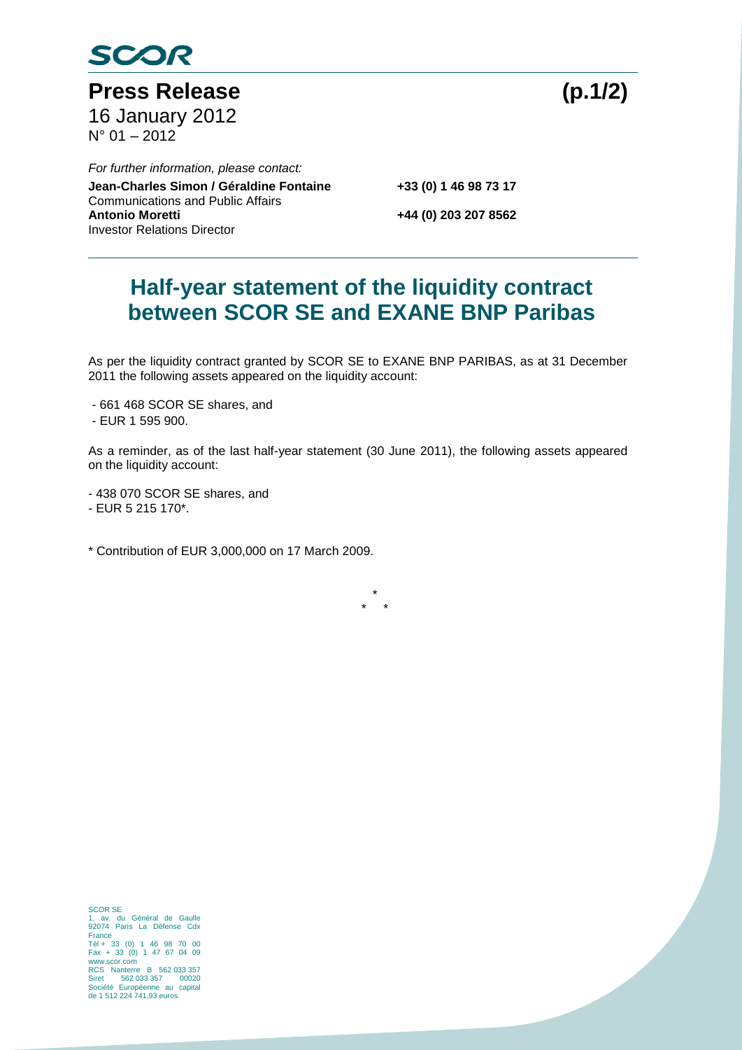SCOR

**Press Release**

16 January 2012
N° 01 – 2012

*For further information, please contact:*

**Jean-Charles Simon / Géraldine Fontaine** **+33 (0) 1 46 98 73 17**
Communications and Public Affairs
**Antonio Moretti** **+44 (0) 203 207 8562**
Investor Relations Director

# Half-year statement of the liquidity contract between SCOR SE and EXANE BNP Paribas

As per the liquidity contract granted by SCOR SE to EXANE BNP PARIBAS, as at 31 December 2011 the following assets appeared on the liquidity account:

- 661 468 SCOR SE shares, and
- EUR 1 595 900.

As a reminder, as of the last half-year statement (30 June 2011), the following assets appeared on the liquidity account:

- 438 070 SCOR SE shares, and
- EUR 5 215 170*.

* Contribution of EUR 3,000,000 on 17 March 2009.

*
* *

SCOR SE
1, av. du Général de Gaulle
92074 Paris La Défense Cdx
France
Tél + 33 (0) 1 46 98 70 00
Fax + 33 (0) 1 47 67 04 09
www.scor.com
RCS Nanterre B 562 033 357
Siret 562 033 357 00020
Société Européenne au capital de 1 512 224 741,93 euros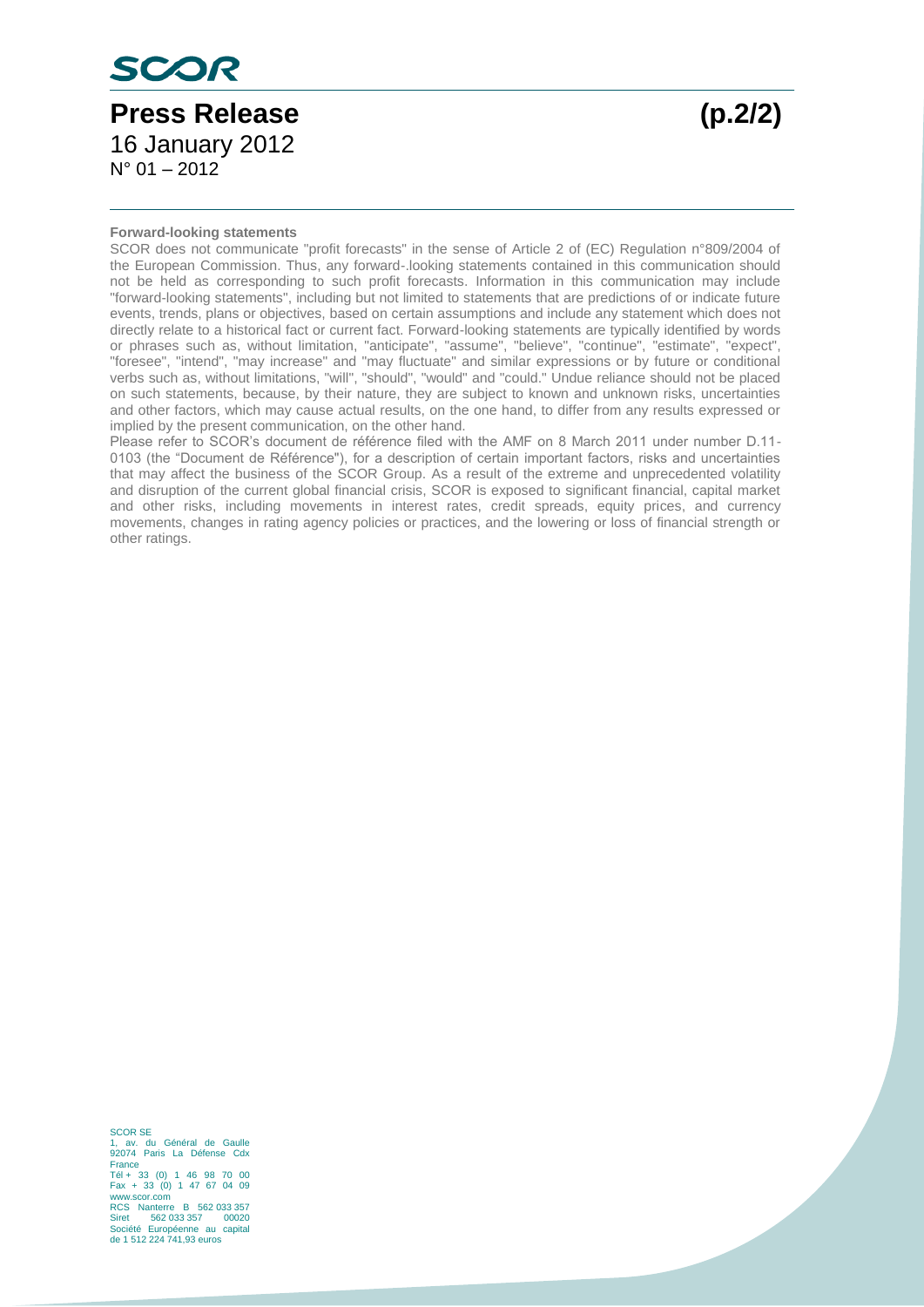**Forward-looking statements**

SCOR does not communicate "profit forecasts" in the sense of Article 2 of (EC) Regulation n°809/2004 of the European Commission. Thus, any forward-.looking statements contained in this communication should not be held as corresponding to such profit forecasts. Information in this communication may include "forward-looking statements", including but not limited to statements that are predictions of or indicate future events, trends, plans or objectives, based on certain assumptions and include any statement which does not directly relate to a historical fact or current fact. Forward-looking statements are typically identified by words or phrases such as, without limitation, "anticipate", "assume", "believe", "continue", "estimate", "expect", "foresee", "intend", "may increase" and "may fluctuate" and similar expressions or by future or conditional verbs such as, without limitations, "will", "should", "would" and "could." Undue reliance should not be placed on such statements, because, by their nature, they are subject to known and unknown risks, uncertainties and other factors, which may cause actual results, on the one hand, to differ from any results expressed or implied by the present communication, on the other hand.

Please refer to SCOR's document de référence filed with the AMF on 8 March 2011 under number D.11-0103 (the "Document de Référence"), for a description of certain important factors, risks and uncertainties that may affect the business of the SCOR Group. As a result of the extreme and unprecedented volatility and disruption of the current global financial crisis, SCOR is exposed to significant financial, capital market and other risks, including movements in interest rates, credit spreads, equity prices, and currency movements, changes in rating agency policies or practices, and the lowering or loss of financial strength or other ratings.

SCOR SE
1, av. du Général de Gaulle
92074 Paris La Défense Cdx
France
Tél + 33 (0) 1 46 98 70 00
Fax + 33 (0) 1 47 67 04 09
www.scor.com
RCS Nanterre B 562 033 357
Siret 562 033 357 00020
Société Européenne au capital de 1 512 224 741,93 euros